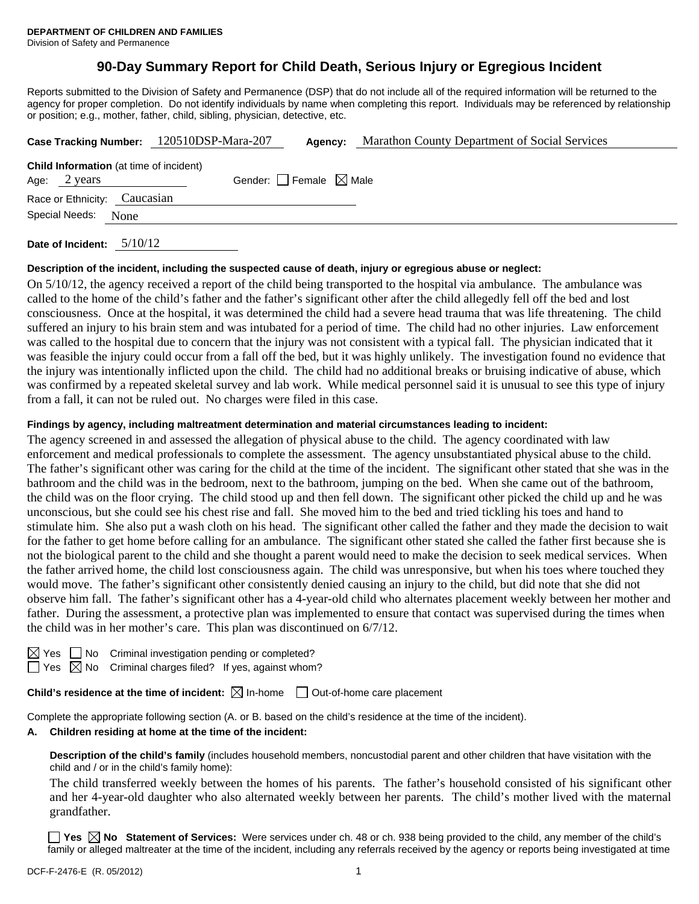**DEPARTMENT OF CHILDREN AND FAMILIES**
Division of Safety and Permanence

# 90-Day Summary Report for Child Death, Serious Injury or Egregious Incident

Reports submitted to the Division of Safety and Permanence (DSP) that do not include all of the required information will be returned to the agency for proper completion. Do not identify individuals by name when completing this report. Individuals may be referenced by relationship or position; e.g., mother, father, child, sibling, physician, detective, etc.

**Case Tracking Number:** 120510DSP-Mara-207 **Agency:** Marathon County Department of Social Services

**Child Information** (at time of incident)
Age: 2 years Gender: ☐ Female ☒ Male
Race or Ethnicity: Caucasian
Special Needs: None

**Date of Incident:** 5/10/12

**Description of the incident, including the suspected cause of death, injury or egregious abuse or neglect:**

On 5/10/12, the agency received a report of the child being transported to the hospital via ambulance. The ambulance was called to the home of the child's father and the father's significant other after the child allegedly fell off the bed and lost consciousness. Once at the hospital, it was determined the child had a severe head trauma that was life threatening. The child suffered an injury to his brain stem and was intubated for a period of time. The child had no other injuries. Law enforcement was called to the hospital due to concern that the injury was not consistent with a typical fall. The physician indicated that it was feasible the injury could occur from a fall off the bed, but it was highly unlikely. The investigation found no evidence that the injury was intentionally inflicted upon the child. The child had no additional breaks or bruising indicative of abuse, which was confirmed by a repeated skeletal survey and lab work. While medical personnel said it is unusual to see this type of injury from a fall, it can not be ruled out. No charges were filed in this case.

**Findings by agency, including maltreatment determination and material circumstances leading to incident:**

The agency screened in and assessed the allegation of physical abuse to the child. The agency coordinated with law enforcement and medical professionals to complete the assessment. The agency unsubstantiated physical abuse to the child. The father's significant other was caring for the child at the time of the incident. The significant other stated that she was in the bathroom and the child was in the bedroom, next to the bathroom, jumping on the bed. When she came out of the bathroom, the child was on the floor crying. The child stood up and then fell down. The significant other picked the child up and he was unconscious, but she could see his chest rise and fall. She moved him to the bed and tried tickling his toes and hand to stimulate him. She also put a wash cloth on his head. The significant other called the father and they made the decision to wait for the father to get home before calling for an ambulance. The significant other stated she called the father first because she is not the biological parent to the child and she thought a parent would need to make the decision to seek medical services. When the father arrived home, the child lost consciousness again. The child was unresponsive, but when his toes where touched they would move. The father's significant other consistently denied causing an injury to the child, but did note that she did not observe him fall. The father's significant other has a 4-year-old child who alternates placement weekly between her mother and father. During the assessment, a protective plan was implemented to ensure that contact was supervised during the times when the child was in her mother's care. This plan was discontinued on 6/7/12.

☒ Yes ☐ No Criminal investigation pending or completed?
☐ Yes ☒ No Criminal charges filed? If yes, against whom?

**Child's residence at the time of incident:** ☒ In-home ☐ Out-of-home care placement

Complete the appropriate following section (A. or B. based on the child's residence at the time of the incident).

**A. Children residing at home at the time of the incident:**

**Description of the child's family** (includes household members, noncustodial parent and other children that have visitation with the child and / or in the child's family home):

The child transferred weekly between the homes of his parents. The father's household consisted of his significant other and her 4-year-old daughter who also alternated weekly between her parents. The child's mother lived with the maternal grandfather.

☐ **Yes** ☒ **No Statement of Services:** Were services under ch. 48 or ch. 938 being provided to the child, any member of the child's family or alleged maltreater at the time of the incident, including any referrals received by the agency or reports being investigated at time

DCF-F-2476-E (R. 05/2012)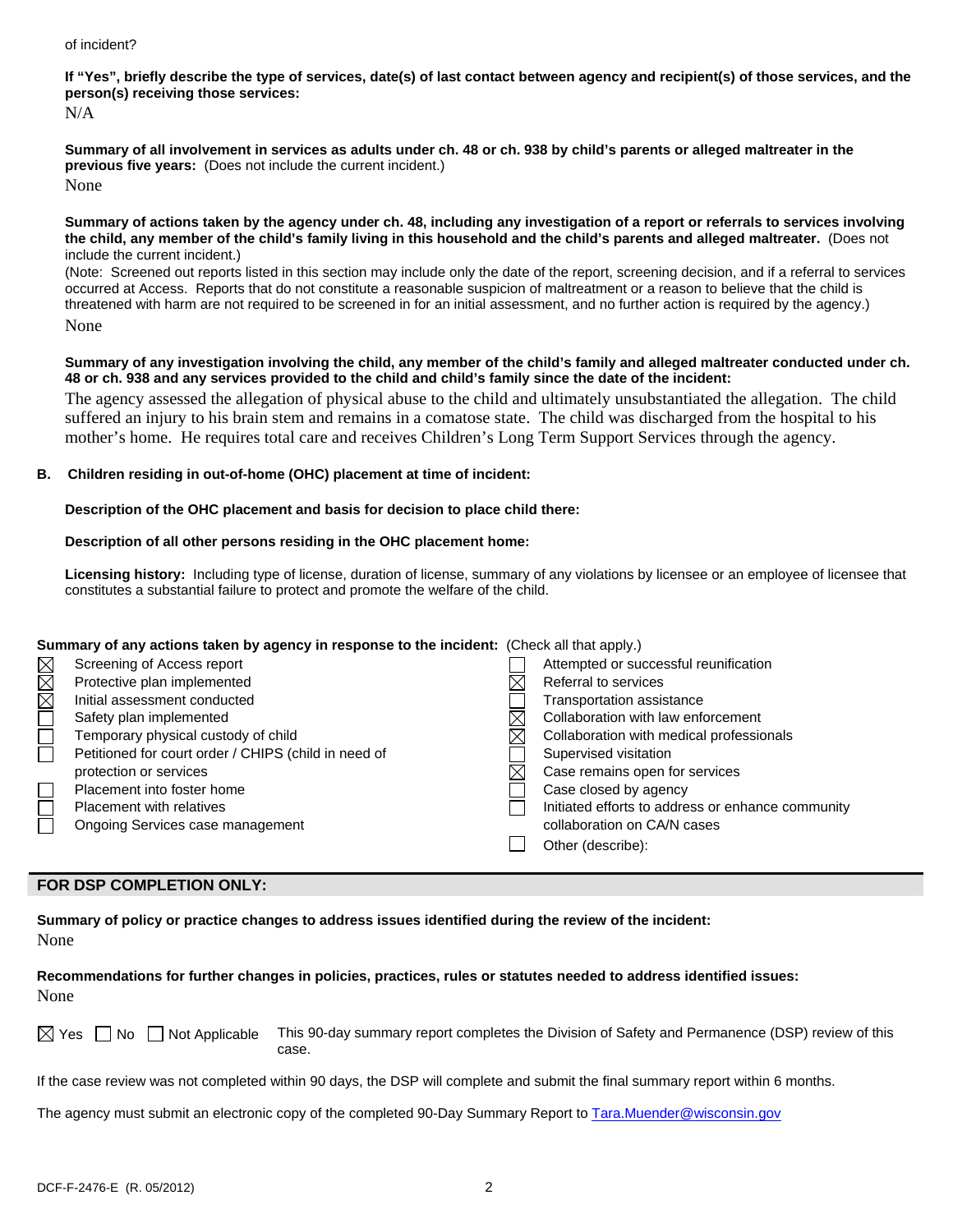of incident?

**If "Yes", briefly describe the type of services, date(s) of last contact between agency and recipient(s) of those services, and the person(s) receiving those services:**

N/A

**Summary of all involvement in services as adults under ch. 48 or ch. 938 by child's parents or alleged maltreater in the previous five years:** (Does not include the current incident.)

None

**Summary of actions taken by the agency under ch. 48, including any investigation of a report or referrals to services involving the child, any member of the child's family living in this household and the child's parents and alleged maltreater.** (Does not include the current incident.)

(Note: Screened out reports listed in this section may include only the date of the report, screening decision, and if a referral to services occurred at Access. Reports that do not constitute a reasonable suspicion of maltreatment or a reason to believe that the child is threatened with harm are not required to be screened in for an initial assessment, and no further action is required by the agency.)

None

**Summary of any investigation involving the child, any member of the child's family and alleged maltreater conducted under ch. 48 or ch. 938 and any services provided to the child and child's family since the date of the incident:**

The agency assessed the allegation of physical abuse to the child and ultimately unsubstantiated the allegation. The child suffered an injury to his brain stem and remains in a comatose state. The child was discharged from the hospital to his mother's home. He requires total care and receives Children's Long Term Support Services through the agency.

**B. Children residing in out-of-home (OHC) placement at time of incident:**

**Description of the OHC placement and basis for decision to place child there:**

**Description of all other persons residing in the OHC placement home:**

**Licensing history:** Including type of license, duration of license, summary of any violations by licensee or an employee of licensee that constitutes a substantial failure to protect and promote the welfare of the child.

**Summary of any actions taken by agency in response to the incident:** (Check all that apply.)

- ☒ Screening of Access report
- ☒ Protective plan implemented
- ☒ Initial assessment conducted
- ☐ Safety plan implemented
- ☐ Temporary physical custody of child
- ☐ Petitioned for court order / CHIPS (child in need of protection or services
- ☐ Placement into foster home
- ☐ Placement with relatives
- ☐ Ongoing Services case management
- ☐ Attempted or successful reunification
- ☒ Referral to services
- ☐ Transportation assistance
- ☒ Collaboration with law enforcement
- ☒ Collaboration with medical professionals
- ☐ Supervised visitation
- ☒ Case remains open for services
- ☐ Case closed by agency
- ☐ Initiated efforts to address or enhance community collaboration on CA/N cases
- ☐ Other (describe):

## FOR DSP COMPLETION ONLY:

**Summary of policy or practice changes to address issues identified during the review of the incident:**

None

**Recommendations for further changes in policies, practices, rules or statutes needed to address identified issues:**

None

☒ Yes ☐ No ☐ Not Applicable   This 90-day summary report completes the Division of Safety and Permanence (DSP) review of this case.

If the case review was not completed within 90 days, the DSP will complete and submit the final summary report within 6 months.

The agency must submit an electronic copy of the completed 90-Day Summary Report to Tara.Muender@wisconsin.gov

DCF-F-2476-E (R. 05/2012)